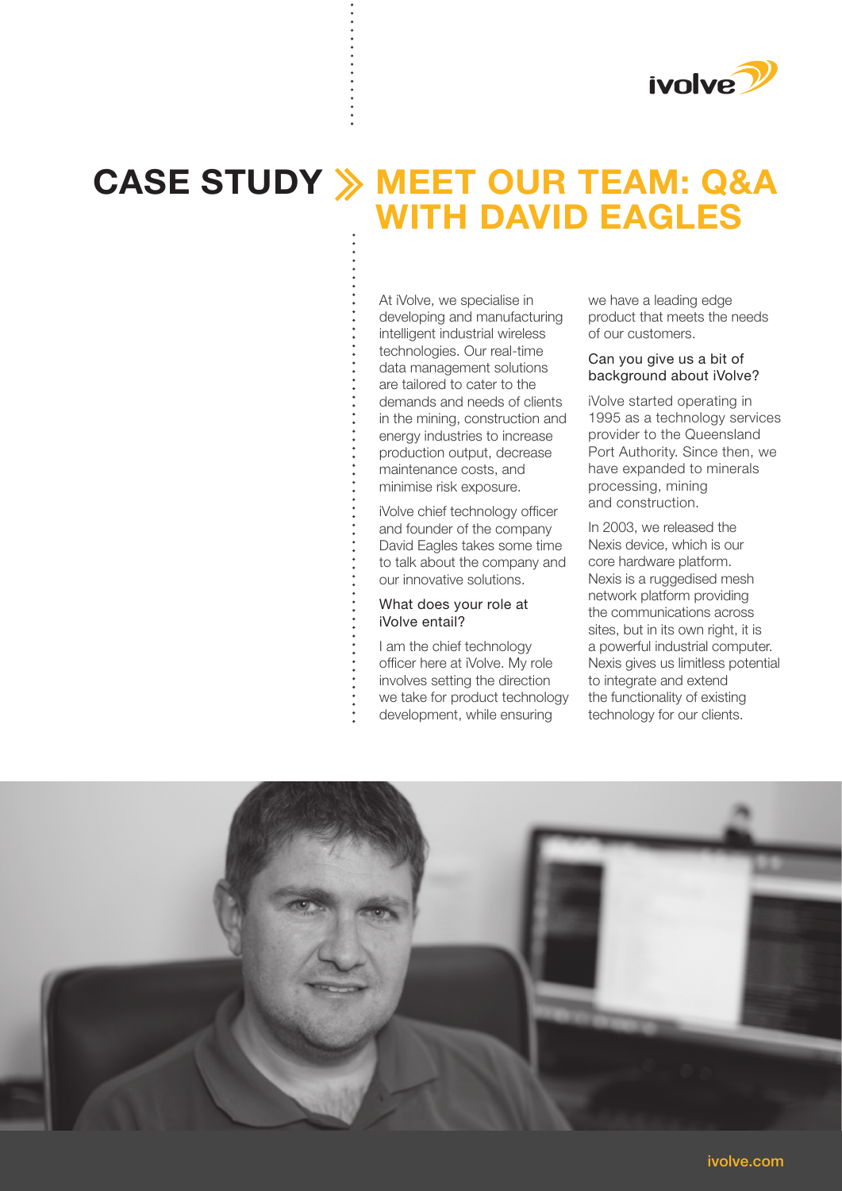# CASE STUDY » MEET OUR TEAM: Q&A WITH DAVID EAGLES

At iVolve, we specialise in developing and manufacturing intelligent industrial wireless technologies. Our real-time data management solutions are tailored to cater to the demands and needs of clients in the mining, construction and energy industries to increase production output, decrease maintenance costs, and minimise risk exposure.

iVolve chief technology officer and founder of the company David Eagles takes some time to talk about the company and our innovative solutions.

### What does your role at iVolve entail?

I am the chief technology officer here at iVolve. My role involves setting the direction we take for product technology development, while ensuring we have a leading edge product that meets the needs of our customers.

### Can you give us a bit of background about iVolve?

iVolve started operating in 1995 as a technology services provider to the Queensland Port Authority. Since then, we have expanded to minerals processing, mining and construction.

In 2003, we released the Nexis device, which is our core hardware platform. Nexis is a ruggedised mesh network platform providing the communications across sites, but in its own right, it is a powerful industrial computer. Nexis gives us limitless potential to integrate and extend the functionality of existing technology for our clients.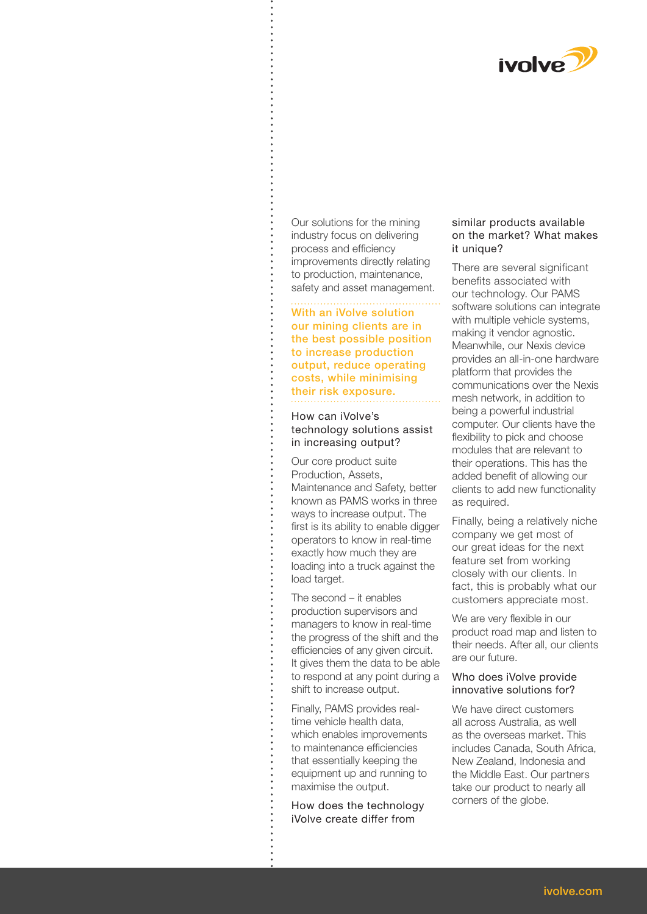Our solutions for the mining industry focus on delivering process and efficiency improvements directly relating to production, maintenance, safety and asset management.

**With an iVolve solution our mining clients are in the best possible position to increase production output, reduce operating costs, while minimising their risk exposure.**

### How can iVolve's technology solutions assist in increasing output?

Our core product suite Production, Assets, Maintenance and Safety, better known as PAMS works in three ways to increase output. The first is its ability to enable digger operators to know in real-time exactly how much they are loading into a truck against the load target.

The second – it enables production supervisors and managers to know in real-time the progress of the shift and the efficiencies of any given circuit. It gives them the data to be able to respond at any point during a shift to increase output.

Finally, PAMS provides real-time vehicle health data, which enables improvements to maintenance efficiencies that essentially keeping the equipment up and running to maximise the output.

### How does the technology iVolve create differ from similar products available on the market? What makes it unique?

There are several significant benefits associated with our technology. Our PAMS software solutions can integrate with multiple vehicle systems, making it vendor agnostic. Meanwhile, our Nexis device provides an all-in-one hardware platform that provides the communications over the Nexis mesh network, in addition to being a powerful industrial computer. Our clients have the flexibility to pick and choose modules that are relevant to their operations. This has the added benefit of allowing our clients to add new functionality as required.

Finally, being a relatively niche company we get most of our great ideas for the next feature set from working closely with our clients. In fact, this is probably what our customers appreciate most.

We are very flexible in our product road map and listen to their needs. After all, our clients are our future.

### Who does iVolve provide innovative solutions for?

We have direct customers all across Australia, as well as the overseas market. This includes Canada, South Africa, New Zealand, Indonesia and the Middle East. Our partners take our product to nearly all corners of the globe.